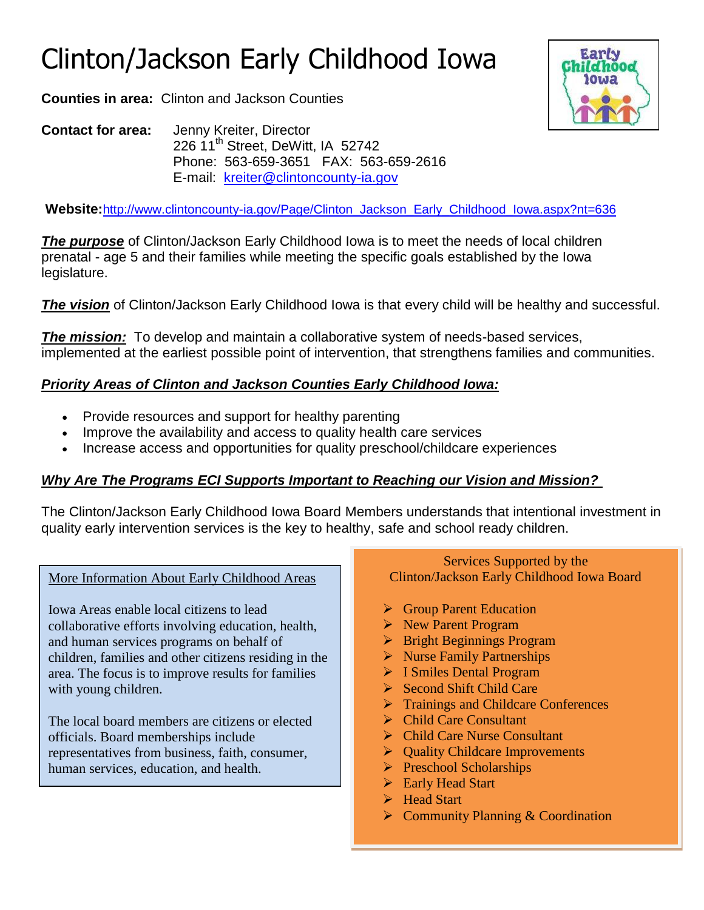# Clinton/Jackson Early Childhood Iowa

**Counties in area:** Clinton and Jackson Counties

**Contact for area:** Jenny Kreiter, Director
226 11th Street, DeWitt, IA 52742
Phone: 563-659-3651 FAX: 563-659-2616
E-mail: kreiter@clintoncounty-ia.gov

**Website:** http://www.clintoncounty-ia.gov/Page/Clinton_Jackson_Early_Childhood_Iowa.aspx?nt=636

***The purpose*** of Clinton/Jackson Early Childhood Iowa is to meet the needs of local children prenatal - age 5 and their families while meeting the specific goals established by the Iowa legislature.

***The vision*** of Clinton/Jackson Early Childhood Iowa is that every child will be healthy and successful.

***The mission:*** To develop and maintain a collaborative system of needs-based services, implemented at the earliest possible point of intervention, that strengthens families and communities.

## *Priority Areas of Clinton and Jackson Counties Early Childhood Iowa:*

- Provide resources and support for healthy parenting
- Improve the availability and access to quality health care services
- Increase access and opportunities for quality preschool/childcare experiences

## *Why Are The Programs ECI Supports Important to Reaching our Vision and Mission?*

The Clinton/Jackson Early Childhood Iowa Board Members understands that intentional investment in quality early intervention services is the key to healthy, safe and school ready children.

### More Information About Early Childhood Areas

Iowa Areas enable local citizens to lead collaborative efforts involving education, health, and human services programs on behalf of children, families and other citizens residing in the area. The focus is to improve results for families with young children.

The local board members are citizens or elected officials. Board memberships include representatives from business, faith, consumer, human services, education, and health.

### Services Supported by the Clinton/Jackson Early Childhood Iowa Board

- Group Parent Education
- New Parent Program
- Bright Beginnings Program
- Nurse Family Partnerships
- I Smiles Dental Program
- Second Shift Child Care
- Trainings and Childcare Conferences
- Child Care Consultant
- Child Care Nurse Consultant
- Quality Childcare Improvements
- Preschool Scholarships
- Early Head Start
- Head Start
- Community Planning & Coordination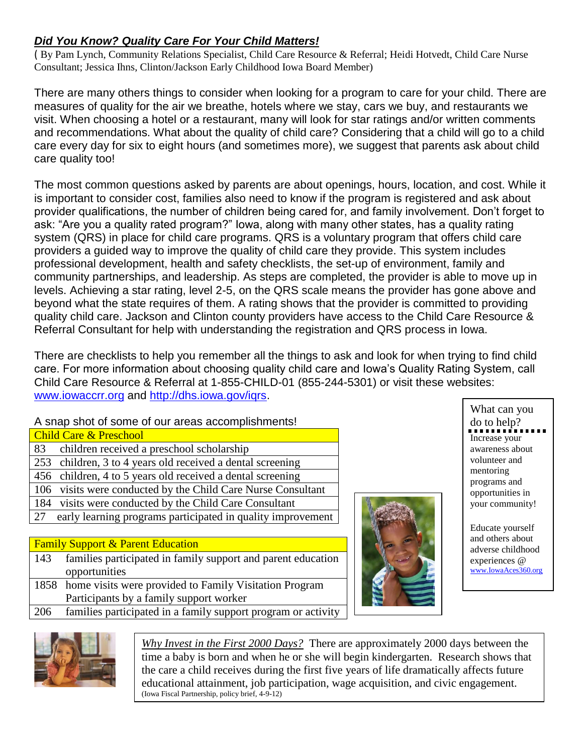## ***Did You Know? Quality Care For Your Child Matters!***

( By Pam Lynch, Community Relations Specialist, Child Care Resource & Referral; Heidi Hotvedt, Child Care Nurse Consultant; Jessica Ihns, Clinton/Jackson Early Childhood Iowa Board Member)

There are many others things to consider when looking for a program to care for your child. There are measures of quality for the air we breathe, hotels where we stay, cars we buy, and restaurants we visit. When choosing a hotel or a restaurant, many will look for star ratings and/or written comments and recommendations. What about the quality of child care? Considering that a child will go to a child care every day for six to eight hours (and sometimes more), we suggest that parents ask about child care quality too!

The most common questions asked by parents are about openings, hours, location, and cost. While it is important to consider cost, families also need to know if the program is registered and ask about provider qualifications, the number of children being cared for, and family involvement. Don't forget to ask: "Are you a quality rated program?" Iowa, along with many other states, has a quality rating system (QRS) in place for child care programs. QRS is a voluntary program that offers child care providers a guided way to improve the quality of child care they provide. This system includes professional development, health and safety checklists, the set-up of environment, family and community partnerships, and leadership. As steps are completed, the provider is able to move up in levels. Achieving a star rating, level 2-5, on the QRS scale means the provider has gone above and beyond what the state requires of them. A rating shows that the provider is committed to providing quality child care. Jackson and Clinton county providers have access to the Child Care Resource & Referral Consultant for help with understanding the registration and QRS process in Iowa.

There are checklists to help you remember all the things to ask and look for when trying to find child care. For more information about choosing quality child care and Iowa's Quality Rating System, call Child Care Resource & Referral at 1-855-CHILD-01 (855-244-5301) or visit these websites: www.iowaccrr.org and http://dhs.iowa.gov/iqrs.

A snap shot of some of our areas accomplishments!

| Child Care & Preschool | |
|---|---|
| 83 | children received a preschool scholarship |
| 253 | children, 3 to 4 years old received a dental screening |
| 456 | children, 4 to 5 years old received a dental screening |
| 106 | visits were conducted by the Child Care Nurse Consultant |
| 184 | visits were conducted by the Child Care Consultant |
| 27 | early learning programs participated in quality improvement |

| Family Support & Parent Education | |
|---|---|
| 143 | families participated in family support and parent education opportunities |
| 1858 | home visits were provided to Family Visitation Program Participants by a family support worker |
| 206 | families participated in a family support program or activity |

What can you do to help?

Increase your awareness about volunteer and mentoring programs and opportunities in your community!

Educate yourself and others about adverse childhood experiences @ www.IowaAces360.org

*Why Invest in the First 2000 Days?* There are approximately 2000 days between the time a baby is born and when he or she will begin kindergarten. Research shows that the care a child receives during the first five years of life dramatically affects future educational attainment, job participation, wage acquisition, and civic engagement. (Iowa Fiscal Partnership, policy brief, 4-9-12)